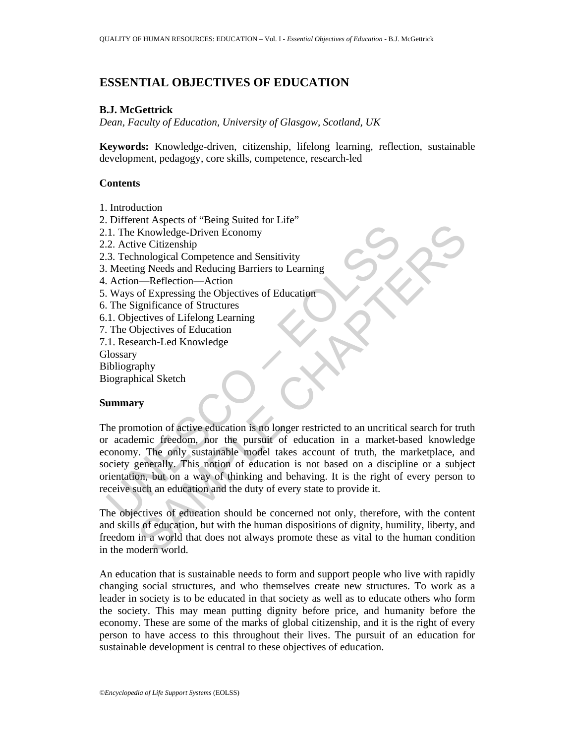# ESSENTIAL OBJECTIVES OF EDUCATION

**B.J. McGettrick**

*Dean, Faculty of Education, University of Glasgow, Scotland, UK*

**Keywords:** Knowledge-driven, citizenship, lifelong learning, reflection, sustainable development, pedagogy, core skills, competence, research-led

**Contents**

1. Introduction
2. Different Aspects of "Being Suited for Life"
2.1. The Knowledge-Driven Economy
2.2. Active Citizenship
2.3. Technological Competence and Sensitivity
3. Meeting Needs and Reducing Barriers to Learning
4. Action—Reflection—Action
5. Ways of Expressing the Objectives of Education
6. The Significance of Structures
6.1. Objectives of Lifelong Learning
7. The Objectives of Education
7.1. Research-Led Knowledge
Glossary
Bibliography
Biographical Sketch

**Summary**

The promotion of active education is no longer restricted to an uncritical search for truth or academic freedom, nor the pursuit of education in a market-based knowledge economy. The only sustainable model takes account of truth, the marketplace, and society generally. This notion of education is not based on a discipline or a subject orientation, but on a way of thinking and behaving. It is the right of every person to receive such an education and the duty of every state to provide it.

The objectives of education should be concerned not only, therefore, with the content and skills of education, but with the human dispositions of dignity, humility, liberty, and freedom in a world that does not always promote these as vital to the human condition in the modern world.

An education that is sustainable needs to form and support people who live with rapidly changing social structures, and who themselves create new structures. To work as a leader in society is to be educated in that society as well as to educate others who form the society. This may mean putting dignity before price, and humanity before the economy. These are some of the marks of global citizenship, and it is the right of every person to have access to this throughout their lives. The pursuit of an education for sustainable development is central to these objectives of education.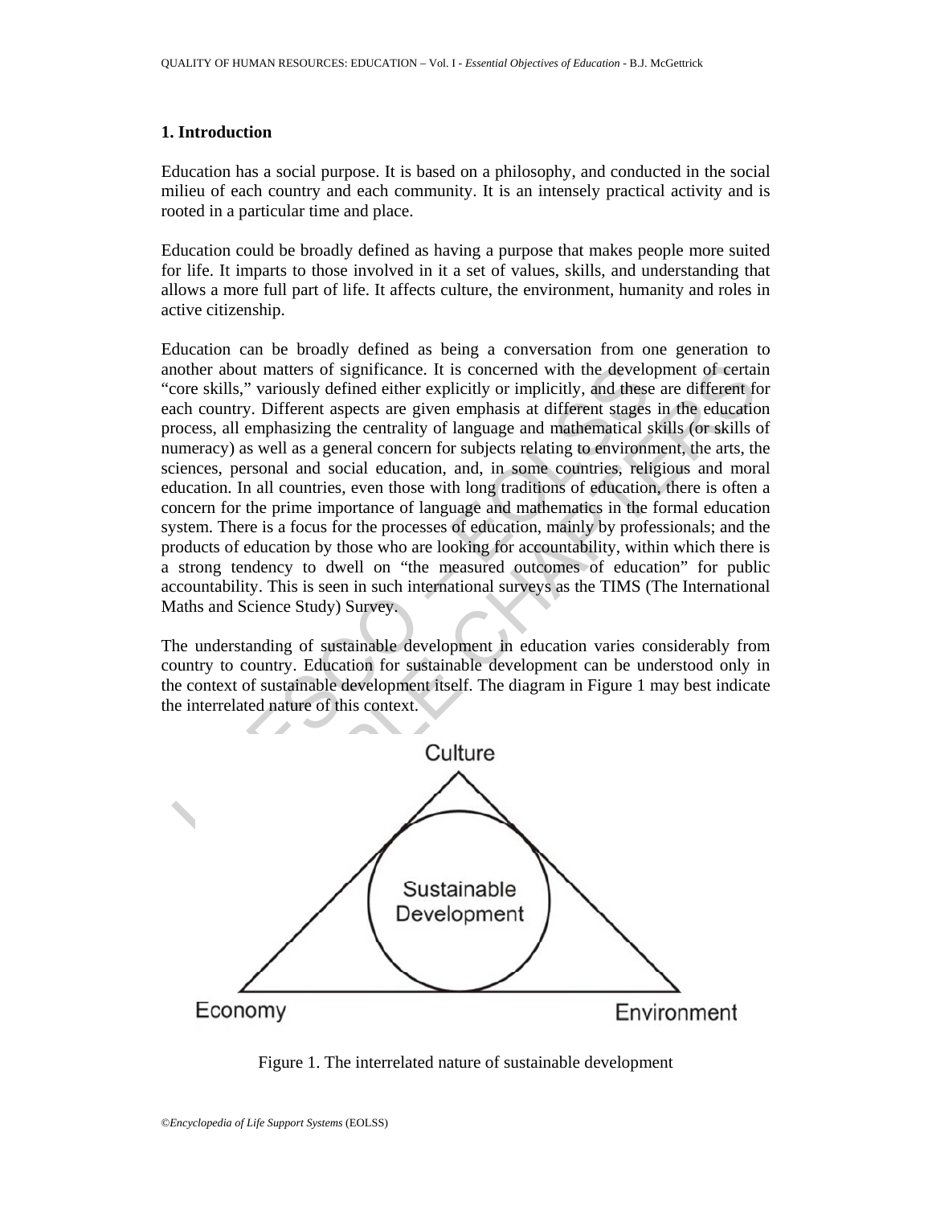## 1. Introduction

Education has a social purpose. It is based on a philosophy, and conducted in the social milieu of each country and each community. It is an intensely practical activity and is rooted in a particular time and place.

Education could be broadly defined as having a purpose that makes people more suited for life. It imparts to those involved in it a set of values, skills, and understanding that allows a more full part of life. It affects culture, the environment, humanity and roles in active citizenship.

Education can be broadly defined as being a conversation from one generation to another about matters of significance. It is concerned with the development of certain "core skills," variously defined either explicitly or implicitly, and these are different for each country. Different aspects are given emphasis at different stages in the education process, all emphasizing the centrality of language and mathematical skills (or skills of numeracy) as well as a general concern for subjects relating to environment, the arts, the sciences, personal and social education, and, in some countries, religious and moral education. In all countries, even those with long traditions of education, there is often a concern for the prime importance of language and mathematics in the formal education system. There is a focus for the processes of education, mainly by professionals; and the products of education by those who are looking for accountability, within which there is a strong tendency to dwell on "the measured outcomes of education" for public accountability. This is seen in such international surveys as the TIMS (The International Maths and Science Study) Survey.

The understanding of sustainable development in education varies considerably from country to country. Education for sustainable development can be understood only in the context of sustainable development itself. The diagram in Figure 1 may best indicate the interrelated nature of this context.

Culture

Sustainable Development

Economy

Environment

Figure 1. The interrelated nature of sustainable development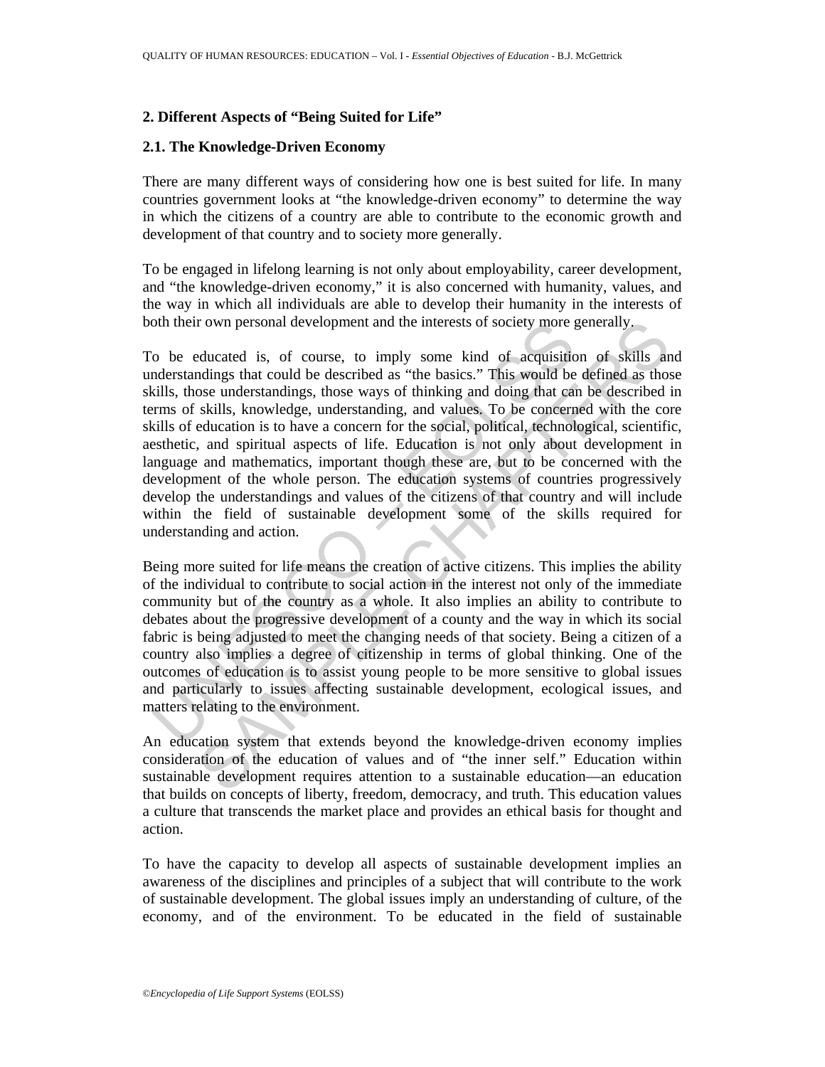## 2. Different Aspects of "Being Suited for Life"

### 2.1. The Knowledge-Driven Economy

There are many different ways of considering how one is best suited for life. In many countries government looks at "the knowledge-driven economy" to determine the way in which the citizens of a country are able to contribute to the economic growth and development of that country and to society more generally.

To be engaged in lifelong learning is not only about employability, career development, and "the knowledge-driven economy," it is also concerned with humanity, values, and the way in which all individuals are able to develop their humanity in the interests of both their own personal development and the interests of society more generally.

To be educated is, of course, to imply some kind of acquisition of skills and understandings that could be described as "the basics." This would be defined as those skills, those understandings, those ways of thinking and doing that can be described in terms of skills, knowledge, understanding, and values. To be concerned with the core skills of education is to have a concern for the social, political, technological, scientific, aesthetic, and spiritual aspects of life. Education is not only about development in language and mathematics, important though these are, but to be concerned with the development of the whole person. The education systems of countries progressively develop the understandings and values of the citizens of that country and will include within the field of sustainable development some of the skills required for understanding and action.

Being more suited for life means the creation of active citizens. This implies the ability of the individual to contribute to social action in the interest not only of the immediate community but of the country as a whole. It also implies an ability to contribute to debates about the progressive development of a county and the way in which its social fabric is being adjusted to meet the changing needs of that society. Being a citizen of a country also implies a degree of citizenship in terms of global thinking. One of the outcomes of education is to assist young people to be more sensitive to global issues and particularly to issues affecting sustainable development, ecological issues, and matters relating to the environment.

An education system that extends beyond the knowledge-driven economy implies consideration of the education of values and of "the inner self." Education within sustainable development requires attention to a sustainable education—an education that builds on concepts of liberty, freedom, democracy, and truth. This education values a culture that transcends the market place and provides an ethical basis for thought and action.

To have the capacity to develop all aspects of sustainable development implies an awareness of the disciplines and principles of a subject that will contribute to the work of sustainable development. The global issues imply an understanding of culture, of the economy, and of the environment. To be educated in the field of sustainable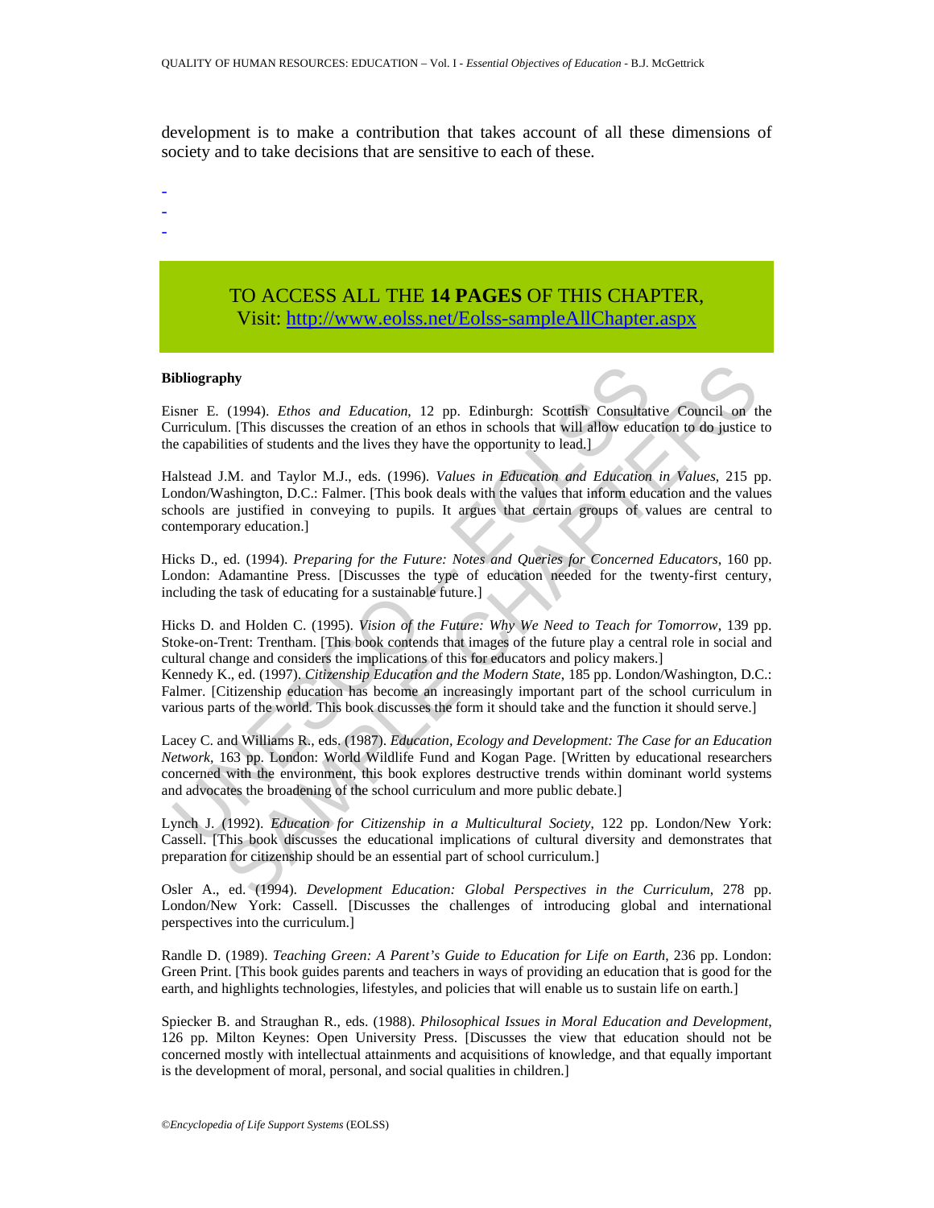development is to make a contribution that takes account of all these dimensions of society and to take decisions that are sensitive to each of these.

-
-
-

TO ACCESS ALL THE **14 PAGES** OF THIS CHAPTER,
Visit: http://www.eolss.net/Eolss-sampleAllChapter.aspx

**Bibliography**

Eisner E. (1994). *Ethos and Education*, 12 pp. Edinburgh: Scottish Consultative Council on the Curriculum. [This discusses the creation of an ethos in schools that will allow education to do justice to the capabilities of students and the lives they have the opportunity to lead.]

Halstead J.M. and Taylor M.J., eds. (1996). *Values in Education and Education in Values*, 215 pp. London/Washington, D.C.: Falmer. [This book deals with the values that inform education and the values schools are justified in conveying to pupils. It argues that certain groups of values are central to contemporary education.]

Hicks D., ed. (1994). *Preparing for the Future: Notes and Queries for Concerned Educators*, 160 pp. London: Adamantine Press. [Discusses the type of education needed for the twenty-first century, including the task of educating for a sustainable future.]

Hicks D. and Holden C. (1995). *Vision of the Future: Why We Need to Teach for Tomorrow*, 139 pp. Stoke-on-Trent: Trentham. [This book contends that images of the future play a central role in social and cultural change and considers the implications of this for educators and policy makers.]

Kennedy K., ed. (1997). *Citizenship Education and the Modern State*, 185 pp. London/Washington, D.C.: Falmer. [Citizenship education has become an increasingly important part of the school curriculum in various parts of the world. This book discusses the form it should take and the function it should serve.]

Lacey C. and Williams R., eds. (1987). *Education, Ecology and Development: The Case for an Education Network*, 163 pp. London: World Wildlife Fund and Kogan Page. [Written by educational researchers concerned with the environment, this book explores destructive trends within dominant world systems and advocates the broadening of the school curriculum and more public debate.]

Lynch J. (1992). *Education for Citizenship in a Multicultural Society*, 122 pp. London/New York: Cassell. [This book discusses the educational implications of cultural diversity and demonstrates that preparation for citizenship should be an essential part of school curriculum.]

Osler A., ed. (1994). *Development Education: Global Perspectives in the Curriculum*, 278 pp. London/New York: Cassell. [Discusses the challenges of introducing global and international perspectives into the curriculum.]

Randle D. (1989). *Teaching Green: A Parent's Guide to Education for Life on Earth*, 236 pp. London: Green Print. [This book guides parents and teachers in ways of providing an education that is good for the earth, and highlights technologies, lifestyles, and policies that will enable us to sustain life on earth.]

Spiecker B. and Straughan R., eds. (1988). *Philosophical Issues in Moral Education and Development*, 126 pp. Milton Keynes: Open University Press. [Discusses the view that education should not be concerned mostly with intellectual attainments and acquisitions of knowledge, and that equally important is the development of moral, personal, and social qualities in children.]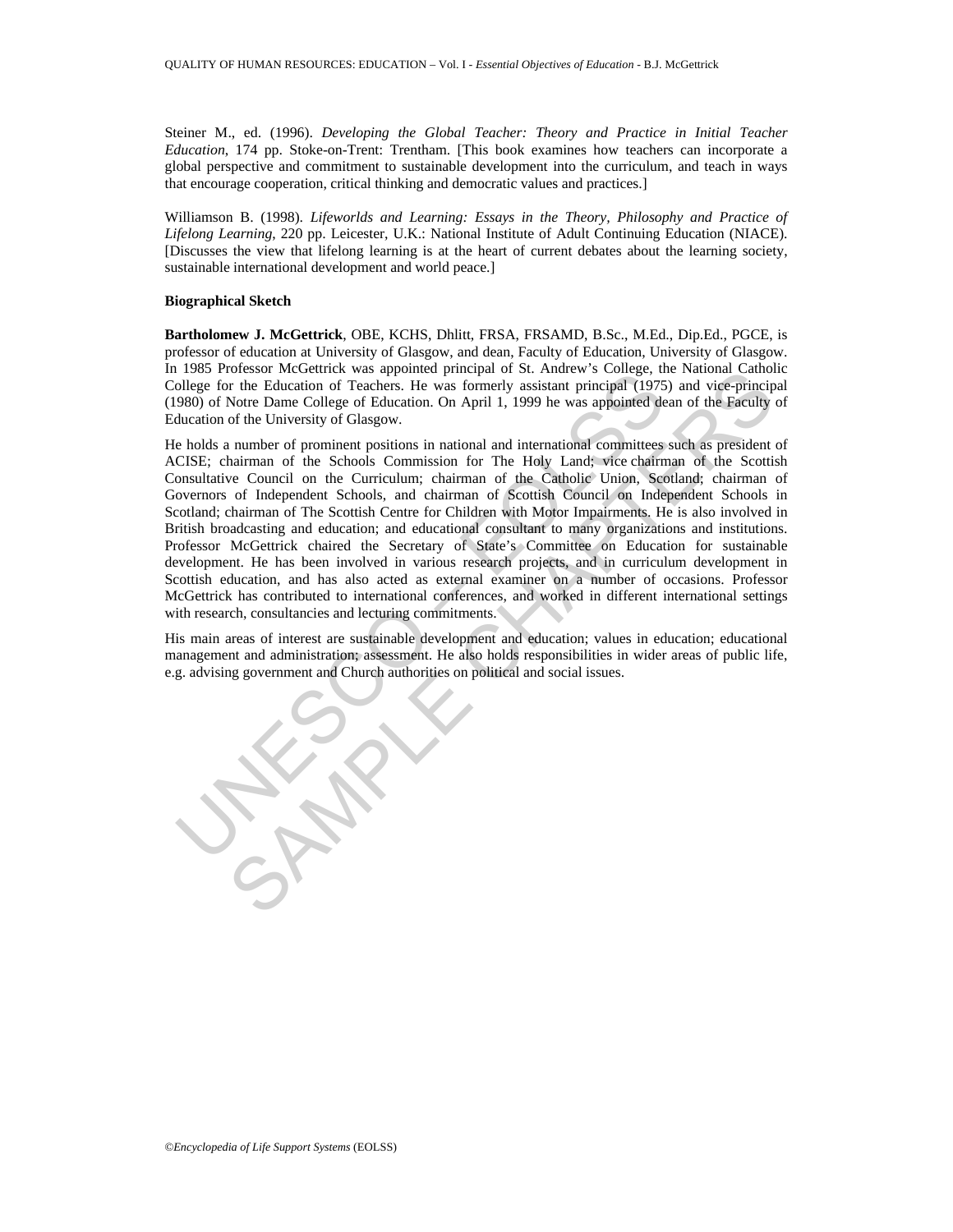Steiner M., ed. (1996). *Developing the Global Teacher: Theory and Practice in Initial Teacher Education*, 174 pp. Stoke-on-Trent: Trentham. [This book examines how teachers can incorporate a global perspective and commitment to sustainable development into the curriculum, and teach in ways that encourage cooperation, critical thinking and democratic values and practices.]

Williamson B. (1998). *Lifeworlds and Learning: Essays in the Theory, Philosophy and Practice of Lifelong Learning*, 220 pp. Leicester, U.K.: National Institute of Adult Continuing Education (NIACE). [Discusses the view that lifelong learning is at the heart of current debates about the learning society, sustainable international development and world peace.]

### Biographical Sketch

**Bartholomew J. McGettrick**, OBE, KCHS, Dhlitt, FRSA, FRSAMD, B.Sc., M.Ed., Dip.Ed., PGCE, is professor of education at University of Glasgow, and dean, Faculty of Education, University of Glasgow. In 1985 Professor McGettrick was appointed principal of St. Andrew's College, the National Catholic College for the Education of Teachers. He was formerly assistant principal (1975) and vice-principal (1980) of Notre Dame College of Education. On April 1, 1999 he was appointed dean of the Faculty of Education of the University of Glasgow.

He holds a number of prominent positions in national and international committees such as president of ACISE; chairman of the Schools Commission for The Holy Land; vice chairman of the Scottish Consultative Council on the Curriculum; chairman of the Catholic Union, Scotland; chairman of Governors of Independent Schools, and chairman of Scottish Council on Independent Schools in Scotland; chairman of The Scottish Centre for Children with Motor Impairments. He is also involved in British broadcasting and education; and educational consultant to many organizations and institutions. Professor McGettrick chaired the Secretary of State's Committee on Education for sustainable development. He has been involved in various research projects, and in curriculum development in Scottish education, and has also acted as external examiner on a number of occasions. Professor McGettrick has contributed to international conferences, and worked in different international settings with research, consultancies and lecturing commitments.

His main areas of interest are sustainable development and education; values in education; educational management and administration; assessment. He also holds responsibilities in wider areas of public life, e.g. advising government and Church authorities on political and social issues.